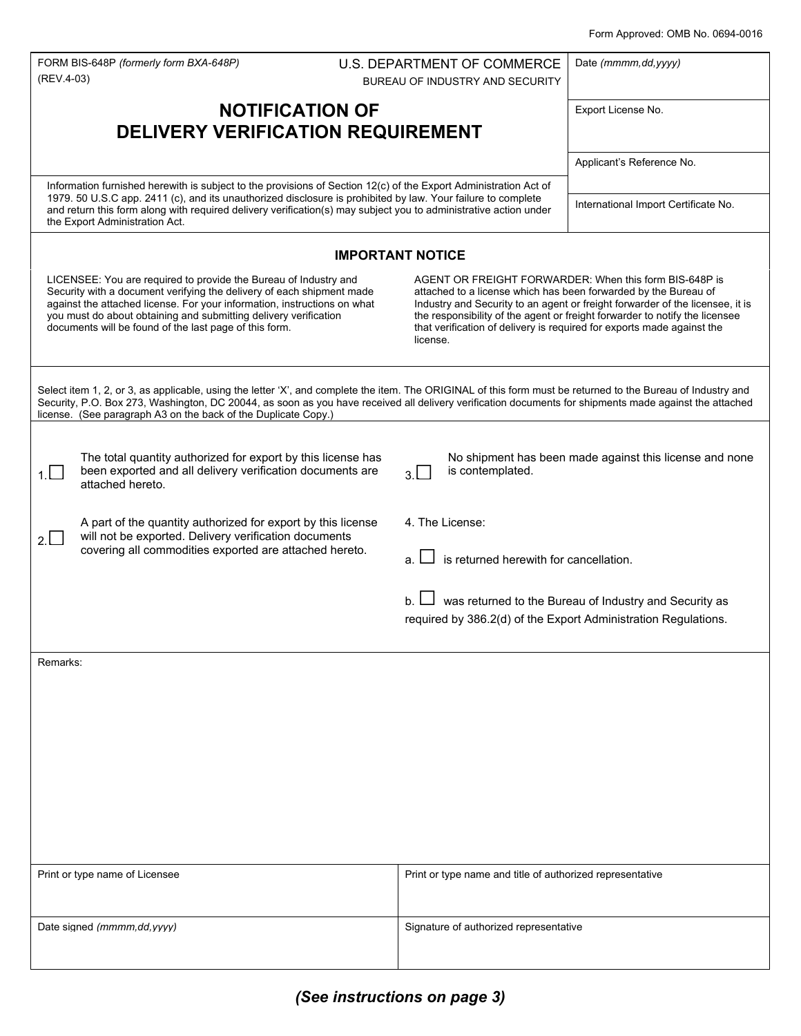Form Approved: OMB No. 0694-0016

FORM BIS-648P *(formerly form BXA-648P)*
(REV.4-03)

U.S. DEPARTMENT OF COMMERCE
BUREAU OF INDUSTRY AND SECURITY

# NOTIFICATION OF DELIVERY VERIFICATION REQUIREMENT

| | |
|---|---|
| Date *(mmmm,dd,yyyy)* | |
| Export License No. | |
| Applicant's Reference No. | |
| International Import Certificate No. | |

Information furnished herewith is subject to the provisions of Section 12(c) of the Export Administration Act of 1979. 50 U.S.C app. 2411 (c), and its unauthorized disclosure is prohibited by law. Your failure to complete and return this form along with required delivery verification(s) may subject you to administrative action under the Export Administration Act.

## IMPORTANT NOTICE

LICENSEE: You are required to provide the Bureau of Industry and Security with a document verifying the delivery of each shipment made against the attached license. For your information, instructions on what you must do about obtaining and submitting delivery verification documents will be found of the last page of this form.

AGENT OR FREIGHT FORWARDER: When this form BIS-648P is attached to a license which has been forwarded by the Bureau of Industry and Security to an agent or freight forwarder of the licensee, it is the responsibility of the agent or freight forwarder to notify the licensee that verification of delivery is required for exports made against the license.

Select item 1, 2, or 3, as applicable, using the letter 'X', and complete the item. The ORIGINAL of this form must be returned to the Bureau of Industry and Security, P.O. Box 273, Washington, DC 20044, as soon as you have received all delivery verification documents for shipments made against the attached license. (See paragraph A3 on the back of the Duplicate Copy.)

1. ☐ The total quantity authorized for export by this license has been exported and all delivery verification documents are attached hereto.

2. ☐ A part of the quantity authorized for export by this license will not be exported. Delivery verification documents covering all commodities exported are attached hereto.

3. ☐ No shipment has been made against this license and none is contemplated.

4. The License:

a. ☐ is returned herewith for cancellation.

b. ☐ was returned to the Bureau of Industry and Security as required by 386.2(d) of the Export Administration Regulations.

Remarks:

| Print or type name of Licensee | Print or type name and title of authorized representative |
|---|---|
| | |
| **Date signed** *(mmmm,dd,yyyy)* | **Signature of authorized representative** |
| | |

***(See instructions on page 3)***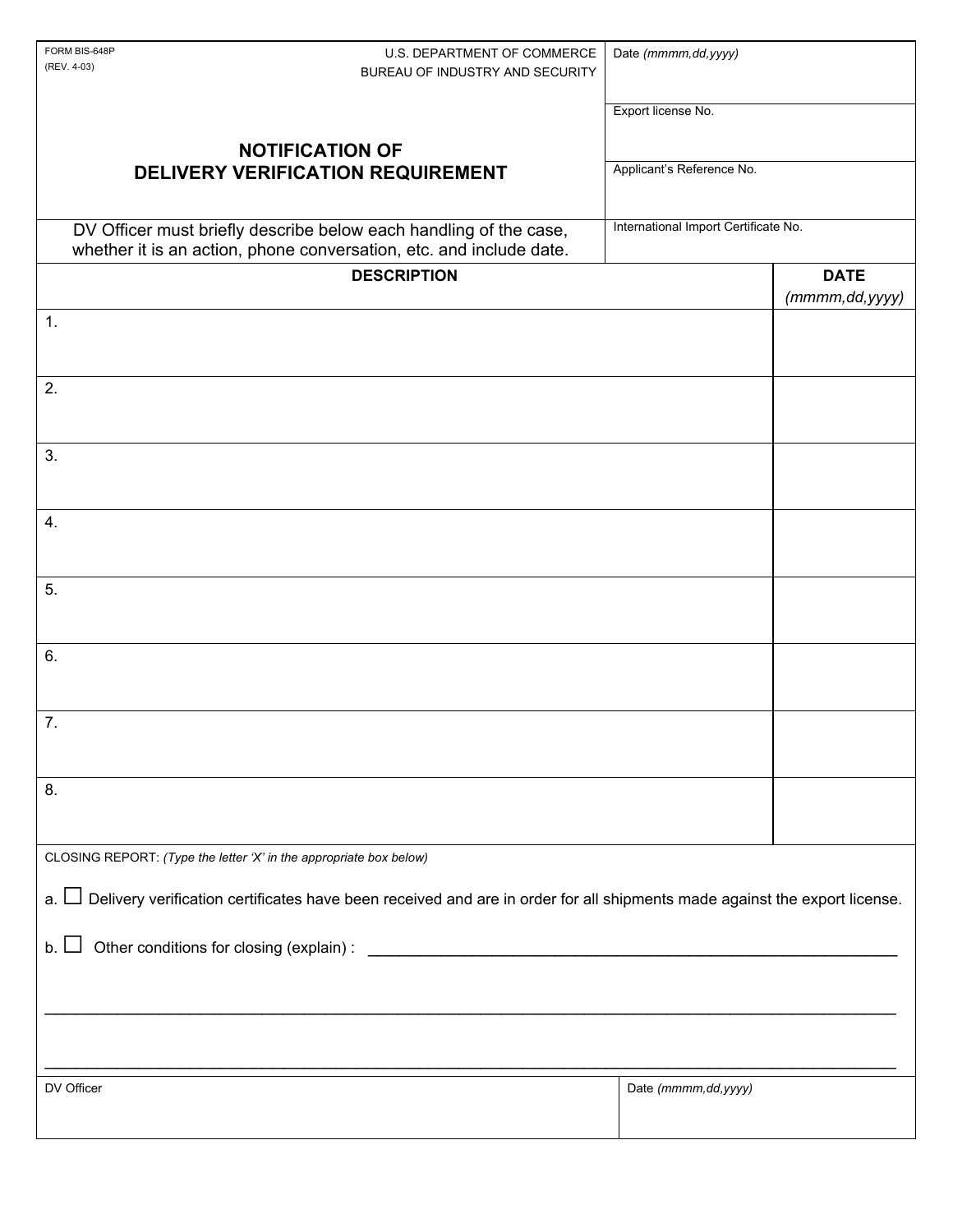FORM BIS-648P
(REV. 4-03)

U.S. DEPARTMENT OF COMMERCE
BUREAU OF INDUSTRY AND SECURITY

# NOTIFICATION OF DELIVERY VERIFICATION REQUIREMENT

Date *(mmmm,dd,yyyy)*

Export license No.

Applicant's Reference No.

International Import Certificate No.

DV Officer must briefly describe below each handling of the case, whether it is an action, phone conversation, etc. and include date.

| DESCRIPTION | DATE *(mmmm,dd,yyyy)* |
|---|---|
| 1. | |
| 2. | |
| 3. | |
| 4. | |
| 5. | |
| 6. | |
| 7. | |
| 8. | |

CLOSING REPORT: *(Type the letter 'X' in the appropriate box below)*

a. ☐ Delivery verification certificates have been received and are in order for all shipments made against the export license.

b. ☐ Other conditions for closing (explain) : ____________________________________________________________

______________________________________________________________________________________________

______________________________________________________________________________________________

| DV Officer | Date *(mmmm,dd,yyyy)* |
|---|---|
| | |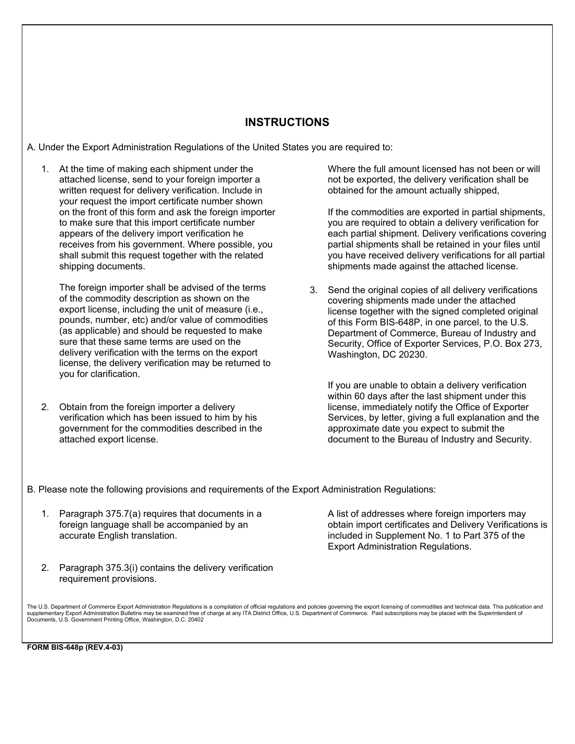## INSTRUCTIONS

A. Under the Export Administration Regulations of the United States you are required to:

1. At the time of making each shipment under the attached license, send to your foreign importer a written request for delivery verification. Include in your request the import certificate number shown on the front of this form and ask the foreign importer to make sure that this import certificate number appears of the delivery import verification he receives from his government. Where possible, you shall submit this request together with the related shipping documents.

   The foreign importer shall be advised of the terms of the commodity description as shown on the export license, including the unit of measure (i.e., pounds, number, etc) and/or value of commodities (as applicable) and should be requested to make sure that these same terms are used on the delivery verification with the terms on the export license, the delivery verification may be returned to you for clarification.

2. Obtain from the foreign importer a delivery verification which has been issued to him by his government for the commodities described in the attached export license.

   Where the full amount licensed has not been or will not be exported, the delivery verification shall be obtained for the amount actually shipped,

   If the commodities are exported in partial shipments, you are required to obtain a delivery verification for each partial shipment. Delivery verifications covering partial shipments shall be retained in your files until you have received delivery verifications for all partial shipments made against the attached license.

3. Send the original copies of all delivery verifications covering shipments made under the attached license together with the signed completed original of this Form BIS-648P, in one parcel, to the U.S. Department of Commerce, Bureau of Industry and Security, Office of Exporter Services, P.O. Box 273, Washington, DC 20230.

   If you are unable to obtain a delivery verification within 60 days after the last shipment under this license, immediately notify the Office of Exporter Services, by letter, giving a full explanation and the approximate date you expect to submit the document to the Bureau of Industry and Security.

B. Please note the following provisions and requirements of the Export Administration Regulations:

1. Paragraph 375.7(a) requires that documents in a foreign language shall be accompanied by an accurate English translation.

2. Paragraph 375.3(i) contains the delivery verification requirement provisions.

A list of addresses where foreign importers may obtain import certificates and Delivery Verifications is included in Supplement No. 1 to Part 375 of the Export Administration Regulations.

The U.S. Department of Commerce Export Administration Regulations is a compilation of official regulations and policies governing the export licensing of commodities and technical data. This publication and supplementary Export Administration Bulletins may be examined free of charge at any ITA District Office, U.S. Department of Commerce. Paid subscriptions may be placed with the Superintendent of Documents, U.S. Government Printing Office, Washington, D.C. 20402

**FORM BIS-648p (REV.4-03)**